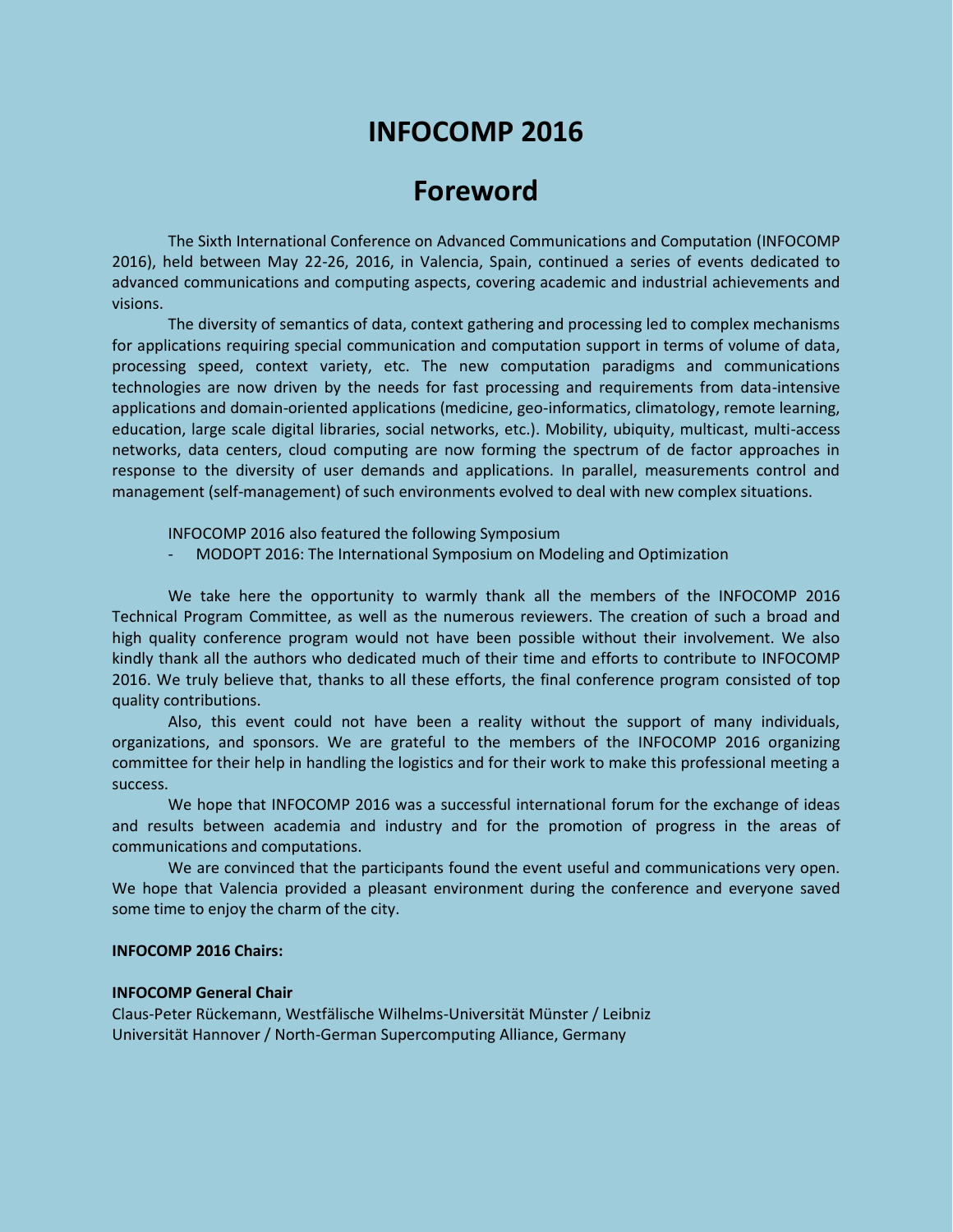# INFOCOMP 2016

## Foreword

The Sixth International Conference on Advanced Communications and Computation (INFOCOMP 2016), held between May 22-26, 2016, in Valencia, Spain, continued a series of events dedicated to advanced communications and computing aspects, covering academic and industrial achievements and visions.

The diversity of semantics of data, context gathering and processing led to complex mechanisms for applications requiring special communication and computation support in terms of volume of data, processing speed, context variety, etc. The new computation paradigms and communications technologies are now driven by the needs for fast processing and requirements from data-intensive applications and domain-oriented applications (medicine, geo-informatics, climatology, remote learning, education, large scale digital libraries, social networks, etc.). Mobility, ubiquity, multicast, multi-access networks, data centers, cloud computing are now forming the spectrum of de factor approaches in response to the diversity of user demands and applications. In parallel, measurements control and management (self-management) of such environments evolved to deal with new complex situations.

INFOCOMP 2016 also featured the following Symposium

- MODOPT 2016: The International Symposium on Modeling and Optimization

We take here the opportunity to warmly thank all the members of the INFOCOMP 2016 Technical Program Committee, as well as the numerous reviewers. The creation of such a broad and high quality conference program would not have been possible without their involvement. We also kindly thank all the authors who dedicated much of their time and efforts to contribute to INFOCOMP 2016. We truly believe that, thanks to all these efforts, the final conference program consisted of top quality contributions.

Also, this event could not have been a reality without the support of many individuals, organizations, and sponsors. We are grateful to the members of the INFOCOMP 2016 organizing committee for their help in handling the logistics and for their work to make this professional meeting a success.

We hope that INFOCOMP 2016 was a successful international forum for the exchange of ideas and results between academia and industry and for the promotion of progress in the areas of communications and computations.

We are convinced that the participants found the event useful and communications very open. We hope that Valencia provided a pleasant environment during the conference and everyone saved some time to enjoy the charm of the city.

**INFOCOMP 2016 Chairs:**

**INFOCOMP General Chair**
Claus-Peter Rückemann, Westfälische Wilhelms-Universität Münster / Leibniz Universität Hannover / North-German Supercomputing Alliance, Germany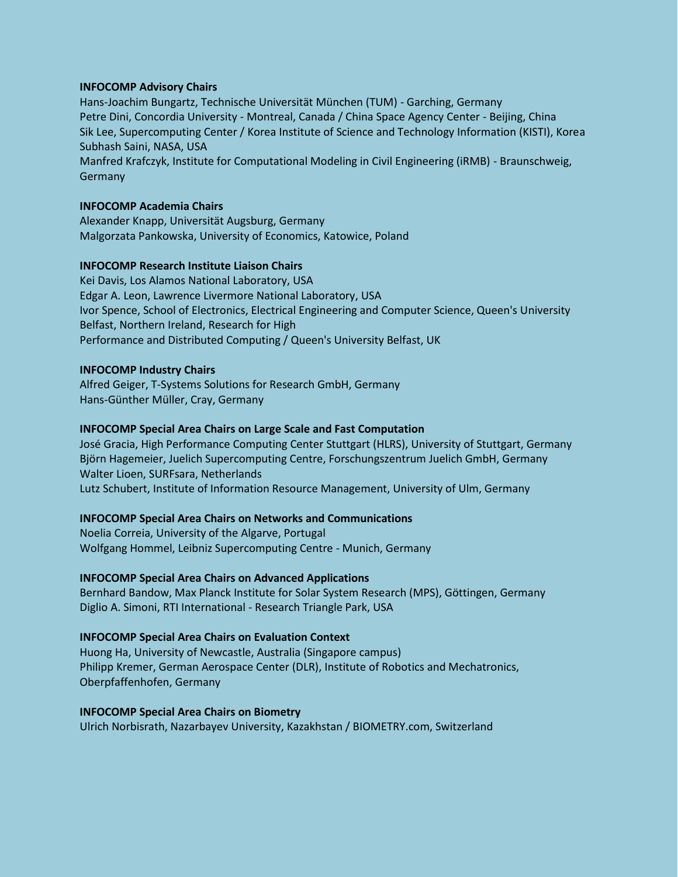**INFOCOMP Advisory Chairs**

Hans-Joachim Bungartz, Technische Universität München (TUM) - Garching, Germany
Petre Dini, Concordia University - Montreal, Canada / China Space Agency Center - Beijing, China
Sik Lee, Supercomputing Center / Korea Institute of Science and Technology Information (KISTI), Korea
Subhash Saini, NASA, USA
Manfred Krafczyk, Institute for Computational Modeling in Civil Engineering (iRMB) - Braunschweig, Germany

**INFOCOMP Academia Chairs**

Alexander Knapp, Universität Augsburg, Germany
Malgorzata Pankowska, University of Economics, Katowice, Poland

**INFOCOMP Research Institute Liaison Chairs**

Kei Davis, Los Alamos National Laboratory, USA
Edgar A. Leon, Lawrence Livermore National Laboratory, USA
Ivor Spence, School of Electronics, Electrical Engineering and Computer Science, Queen's University Belfast, Northern Ireland, Research for High Performance and Distributed Computing / Queen's University Belfast, UK

**INFOCOMP Industry Chairs**

Alfred Geiger, T-Systems Solutions for Research GmbH, Germany
Hans-Günther Müller, Cray, Germany

**INFOCOMP Special Area Chairs on Large Scale and Fast Computation**

José Gracia, High Performance Computing Center Stuttgart (HLRS), University of Stuttgart, Germany
Björn Hagemeier, Juelich Supercomputing Centre, Forschungszentrum Juelich GmbH, Germany
Walter Lioen, SURFsara, Netherlands
Lutz Schubert, Institute of Information Resource Management, University of Ulm, Germany

**INFOCOMP Special Area Chairs on Networks and Communications**

Noelia Correia, University of the Algarve, Portugal
Wolfgang Hommel, Leibniz Supercomputing Centre - Munich, Germany

**INFOCOMP Special Area Chairs on Advanced Applications**

Bernhard Bandow, Max Planck Institute for Solar System Research (MPS), Göttingen, Germany
Diglio A. Simoni, RTI International - Research Triangle Park, USA

**INFOCOMP Special Area Chairs on Evaluation Context**

Huong Ha, University of Newcastle, Australia (Singapore campus)
Philipp Kremer, German Aerospace Center (DLR), Institute of Robotics and Mechatronics, Oberpfaffenhofen, Germany

**INFOCOMP Special Area Chairs on Biometry**

Ulrich Norbisrath, Nazarbayev University, Kazakhstan / BIOMETRY.com, Switzerland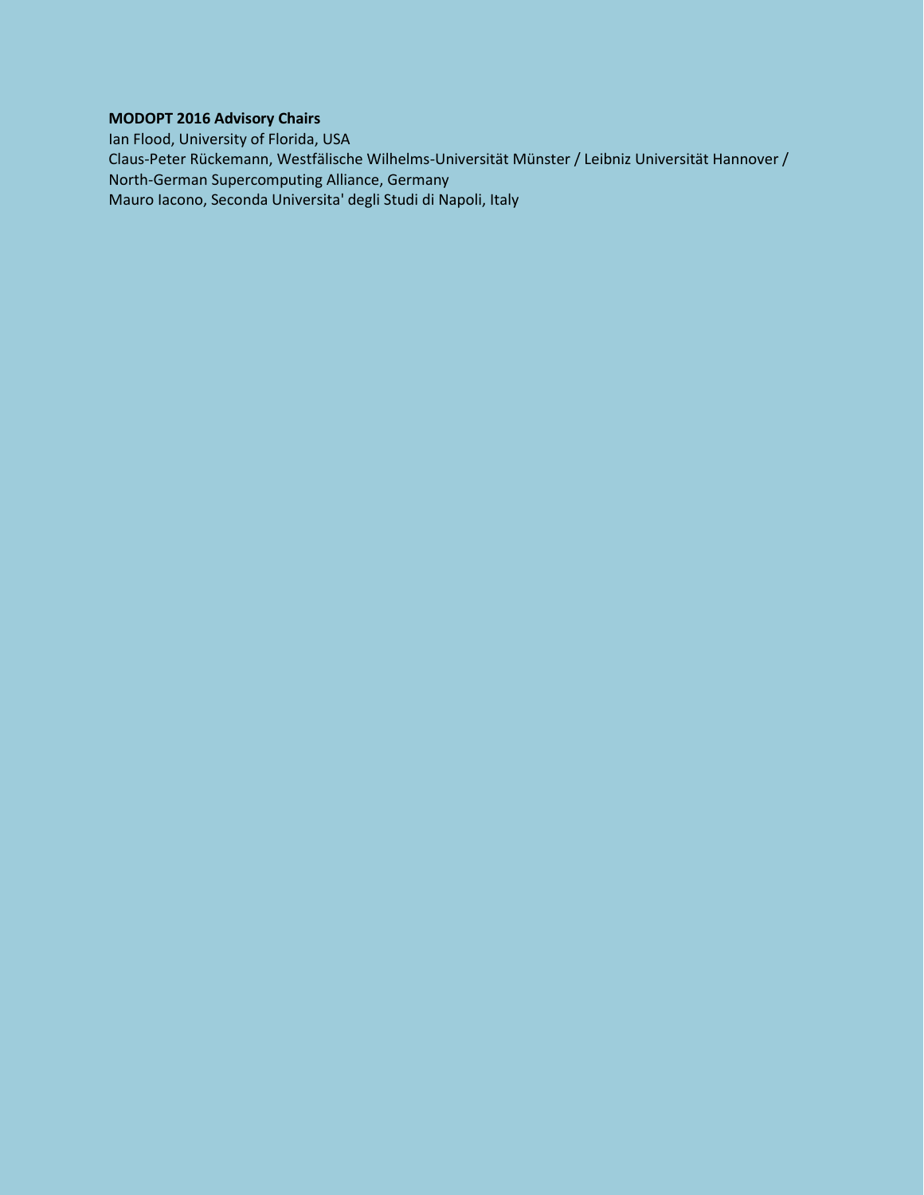**MODOPT 2016 Advisory Chairs**

Ian Flood, University of Florida, USA

Claus-Peter Rückemann, Westfälische Wilhelms-Universität Münster / Leibniz Universität Hannover / North-German Supercomputing Alliance, Germany

Mauro Iacono, Seconda Universita' degli Studi di Napoli, Italy